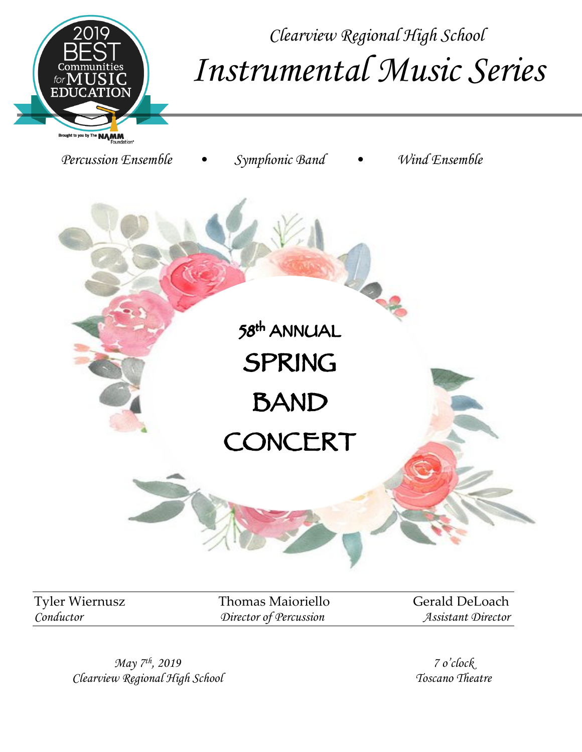2019 BEST Communities for MUSIC EDUCATION

Brought to you by The NAMM Foundation

*Clearview Regional High School*

# *Instrumental Music Series*

*Percussion Ensemble* • *Symphonic Band* • *Wind Ensemble*

## 58th ANNUAL SPRING BAND CONCERT

| Tyler Wiernusz | Thomas Maioriello | Gerald DeLoach |
|---|---|---|
| *Conductor* | *Director of Percussion* | *Assistant Director* |

*May 7th, 2019*
*Clearview Regional High School*

*7 o'clock*
*Toscano Theatre*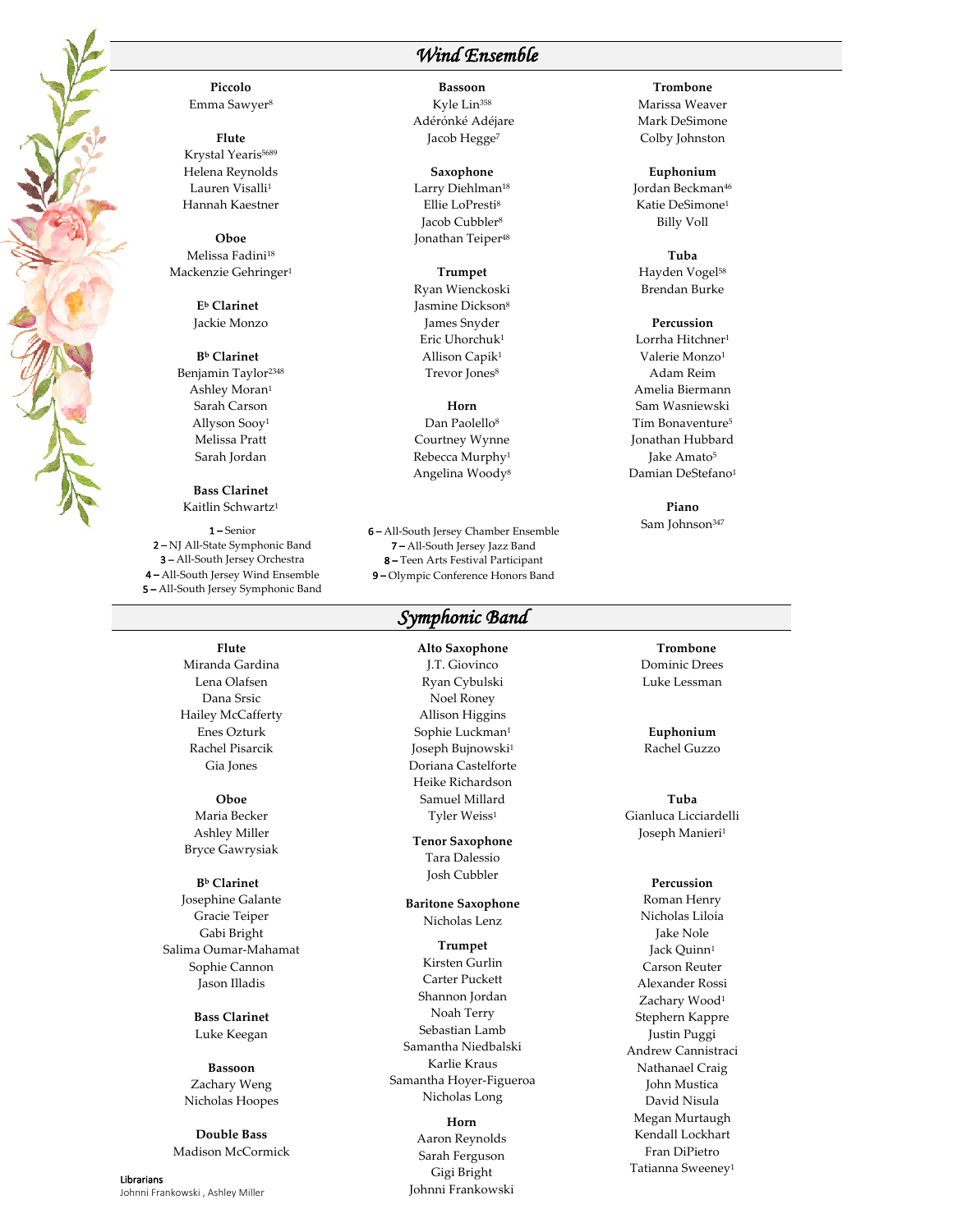## *Wind Ensemble*

**Piccolo**
Emma Sawyer[8]

**Flute**
Krystal Yearis[5689]
Helena Reynolds
Lauren Visalli[1]
Hannah Kaestner

**Oboe**
Melissa Fadini[18]
Mackenzie Gehringer[1]

**E♭ Clarinet**
Jackie Monzo

**B♭ Clarinet**
Benjamin Taylor[2348]
Ashley Moran[1]
Sarah Carson
Allyson Sooy[1]
Melissa Pratt
Sarah Jordan

**Bass Clarinet**
Kaitlin Schwartz[1]

**Bassoon**
Kyle Lin[358]
Adérónké Adéjare
Jacob Hegge[7]

**Saxophone**
Larry Diehlman[18]
Ellie LoPresti[8]
Jacob Cubbler[8]
Jonathan Teiper[48]

**Trumpet**
Ryan Wienckoski
Jasmine Dickson[8]
James Snyder
Eric Uhorchuk[1]
Allison Capik[1]
Trevor Jones[8]

**Horn**
Dan Paolello[8]
Courtney Wynne
Rebecca Murphy[1]
Angelina Woody[8]

**Trombone**
Marissa Weaver
Mark DeSimone
Colby Johnston

**Euphonium**
Jordan Beckman[46]
Katie DeSimone[1]
Billy Voll

**Tuba**
Hayden Vogel[58]
Brendan Burke

**Percussion**
Lorrha Hitchner[1]
Valerie Monzo[1]
Adam Reim
Amelia Biermann
Sam Wasniewski
Tim Bonaventure[5]
Jonathan Hubbard
Jake Amato[5]
Damian DeStefano[1]

**Piano**
Sam Johnson[347]

**1 –** Senior
**2 –** NJ All-State Symphonic Band
**3 –** All-South Jersey Orchestra
**4 –** All-South Jersey Wind Ensemble
**5 –** All-South Jersey Symphonic Band
**6 –** All-South Jersey Chamber Ensemble
**7 –** All-South Jersey Jazz Band
**8 –** Teen Arts Festival Participant
**9 –** Olympic Conference Honors Band

## *Symphonic Band*

**Flute**
Miranda Gardina
Lena Olafsen
Dana Srsic
Hailey McCafferty
Enes Ozturk
Rachel Pisarcik
Gia Jones

**Oboe**
Maria Becker
Ashley Miller
Bryce Gawrysiak

**B♭ Clarinet**
Josephine Galante
Gracie Teiper
Gabi Bright
Salima Oumar-Mahamat
Sophie Cannon
Jason Illadis

**Bass Clarinet**
Luke Keegan

**Bassoon**
Zachary Weng
Nicholas Hoopes

**Double Bass**
Madison McCormick

**Alto Saxophone**
J.T. Giovinco
Ryan Cybulski
Noel Roney
Allison Higgins
Sophie Luckman[1]
Joseph Bujnowski[1]
Doriana Castelforte
Heike Richardson
Samuel Millard
Tyler Weiss[1]

**Tenor Saxophone**
Tara Dalessio
Josh Cubbler

**Baritone Saxophone**
Nicholas Lenz

**Trumpet**
Kirsten Gurlin
Carter Puckett
Shannon Jordan
Noah Terry
Sebastian Lamb
Samantha Niedbalski
Karlie Kraus
Samantha Hoyer-Figueroa
Nicholas Long

**Horn**
Aaron Reynolds
Sarah Ferguson
Gigi Bright
Johnni Frankowski

**Trombone**
Dominic Drees
Luke Lessman

**Euphonium**
Rachel Guzzo

**Tuba**
Gianluca Licciardelli
Joseph Manieri[1]

**Percussion**
Roman Henry
Nicholas Liloia
Jake Nole
Jack Quinn[1]
Carson Reuter
Alexander Rossi
Zachary Wood[1]
Stephern Kappre
Justin Puggi
Andrew Cannistraci
Nathanael Craig
John Mustica
David Nisula
Megan Murtaugh
Kendall Lockhart
Fran DiPietro
Tatianna Sweeney[1]

**Librarians**
Johnni Frankowski , Ashley Miller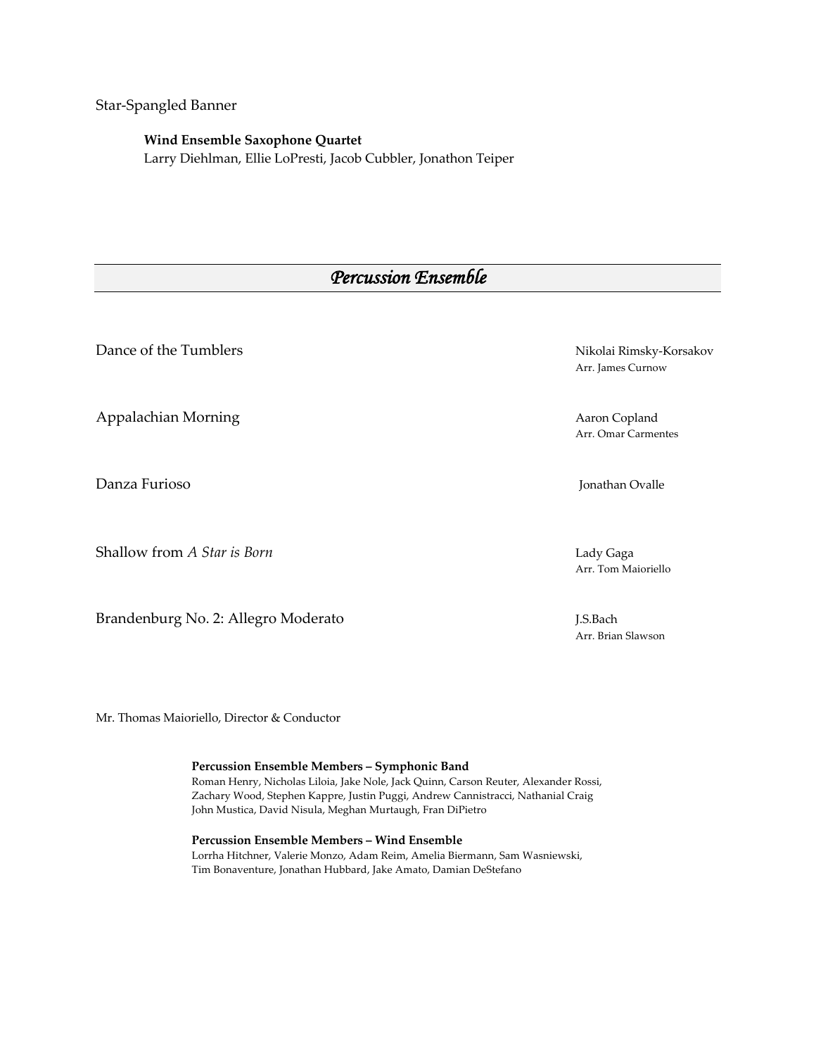Star-Spangled Banner

**Wind Ensemble Saxophone Quartet**
Larry Diehlman, Ellie LoPresti, Jacob Cubbler, Jonathon Teiper

## *Percussion Ensemble*

| | |
|---|---|
| Dance of the Tumblers | Nikolai Rimsky-Korsakov<br>Arr. James Curnow |
| Appalachian Morning | Aaron Copland<br>Arr. Omar Carmentes |
| Danza Furioso | Jonathan Ovalle |
| Shallow from *A Star is Born* | Lady Gaga<br>Arr. Tom Maioriello |
| Brandenburg No. 2: Allegro Moderato | J.S.Bach<br>Arr. Brian Slawson |

Mr. Thomas Maioriello, Director & Conductor

**Percussion Ensemble Members – Symphonic Band**
Roman Henry, Nicholas Liloia, Jake Nole, Jack Quinn, Carson Reuter, Alexander Rossi, Zachary Wood, Stephen Kappre, Justin Puggi, Andrew Cannistracci, Nathanial Craig John Mustica, David Nisula, Meghan Murtaugh, Fran DiPietro

**Percussion Ensemble Members – Wind Ensemble**
Lorrha Hitchner, Valerie Monzo, Adam Reim, Amelia Biermann, Sam Wasniewski, Tim Bonaventure, Jonathan Hubbard, Jake Amato, Damian DeStefano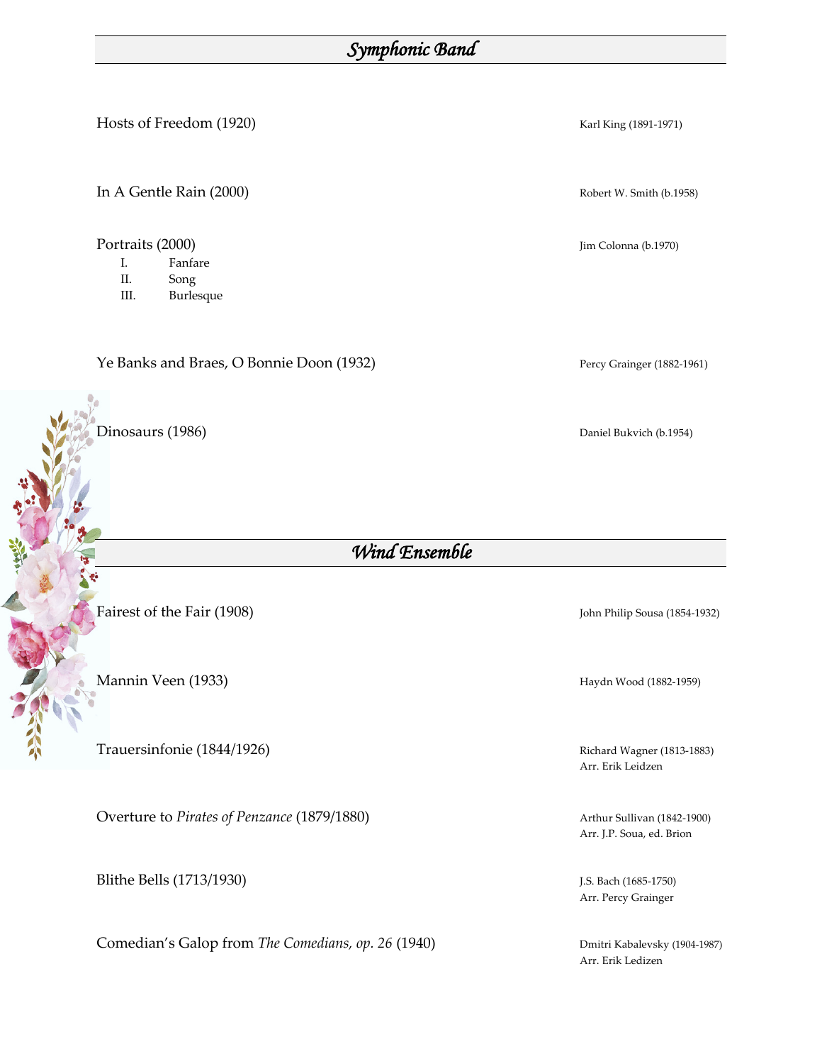## *Symphonic Band*

Hosts of Freedom (1920) — Karl King (1891-1971)

In A Gentle Rain (2000) — Robert W. Smith (b.1958)

Portraits (2000) — Jim Colonna (b.1970)

- I. Fanfare
- II. Song
- III. Burlesque

Ye Banks and Braes, O Bonnie Doon (1932) — Percy Grainger (1882-1961)

Dinosaurs (1986) — Daniel Bukvich (b.1954)

## *Wind Ensemble*

Fairest of the Fair (1908) — John Philip Sousa (1854-1932)

Mannin Veen (1933) — Haydn Wood (1882-1959)

Trauersinfonie (1844/1926) — Richard Wagner (1813-1883)
Arr. Erik Leidzen

Overture to *Pirates of Penzance* (1879/1880) — Arthur Sullivan (1842-1900)
Arr. J.P. Soua, ed. Brion

Blithe Bells (1713/1930) — J.S. Bach (1685-1750)
Arr. Percy Grainger

Comedian's Galop from *The Comedians, op. 26* (1940) — Dmitri Kabalevsky (1904-1987)
Arr. Erik Ledizen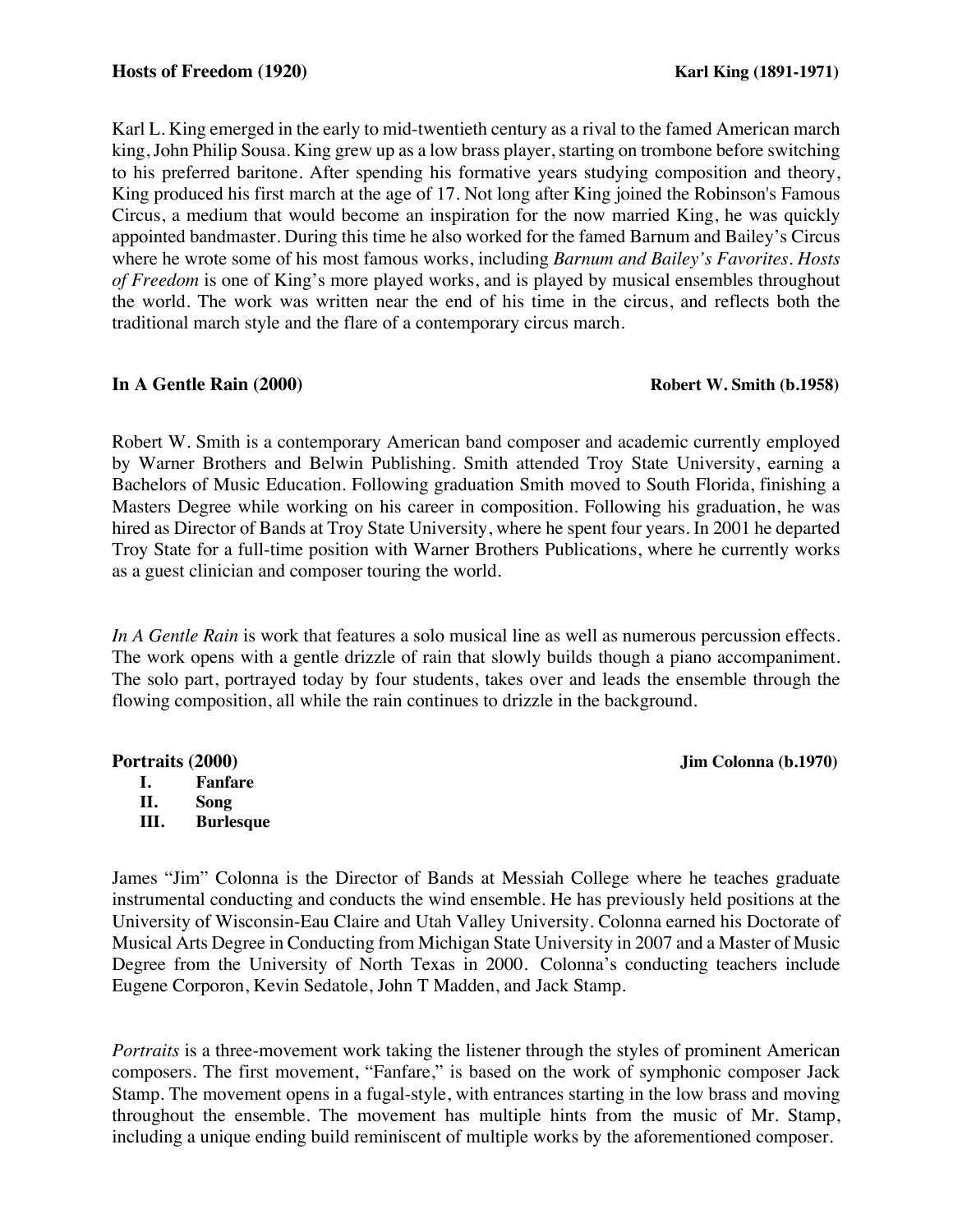**Hosts of Freedom (1920)** **Karl King (1891-1971)**

Karl L. King emerged in the early to mid-twentieth century as a rival to the famed American march king, John Philip Sousa. King grew up as a low brass player, starting on trombone before switching to his preferred baritone. After spending his formative years studying composition and theory, King produced his first march at the age of 17. Not long after King joined the Robinson's Famous Circus, a medium that would become an inspiration for the now married King, he was quickly appointed bandmaster. During this time he also worked for the famed Barnum and Bailey's Circus where he wrote some of his most famous works, including *Barnum and Bailey's Favorites*. *Hosts of Freedom* is one of King's more played works, and is played by musical ensembles throughout the world. The work was written near the end of his time in the circus, and reflects both the traditional march style and the flare of a contemporary circus march.

**In A Gentle Rain (2000)** **Robert W. Smith (b.1958)**

Robert W. Smith is a contemporary American band composer and academic currently employed by Warner Brothers and Belwin Publishing. Smith attended Troy State University, earning a Bachelors of Music Education. Following graduation Smith moved to South Florida, finishing a Masters Degree while working on his career in composition. Following his graduation, he was hired as Director of Bands at Troy State University, where he spent four years. In 2001 he departed Troy State for a full-time position with Warner Brothers Publications, where he currently works as a guest clinician and composer touring the world.

*In A Gentle Rain* is work that features a solo musical line as well as numerous percussion effects. The work opens with a gentle drizzle of rain that slowly builds though a piano accompaniment. The solo part, portrayed today by four students, takes over and leads the ensemble through the flowing composition, all while the rain continues to drizzle in the background.

**Portraits (2000)** **Jim Colonna (b.1970)**

I. **Fanfare**
II. **Song**
III. **Burlesque**

James "Jim" Colonna is the Director of Bands at Messiah College where he teaches graduate instrumental conducting and conducts the wind ensemble. He has previously held positions at the University of Wisconsin-Eau Claire and Utah Valley University. Colonna earned his Doctorate of Musical Arts Degree in Conducting from Michigan State University in 2007 and a Master of Music Degree from the University of North Texas in 2000. Colonna's conducting teachers include Eugene Corporon, Kevin Sedatole, John T Madden, and Jack Stamp.

*Portraits* is a three-movement work taking the listener through the styles of prominent American composers. The first movement, "Fanfare," is based on the work of symphonic composer Jack Stamp. The movement opens in a fugal-style, with entrances starting in the low brass and moving throughout the ensemble. The movement has multiple hints from the music of Mr. Stamp, including a unique ending build reminiscent of multiple works by the aforementioned composer.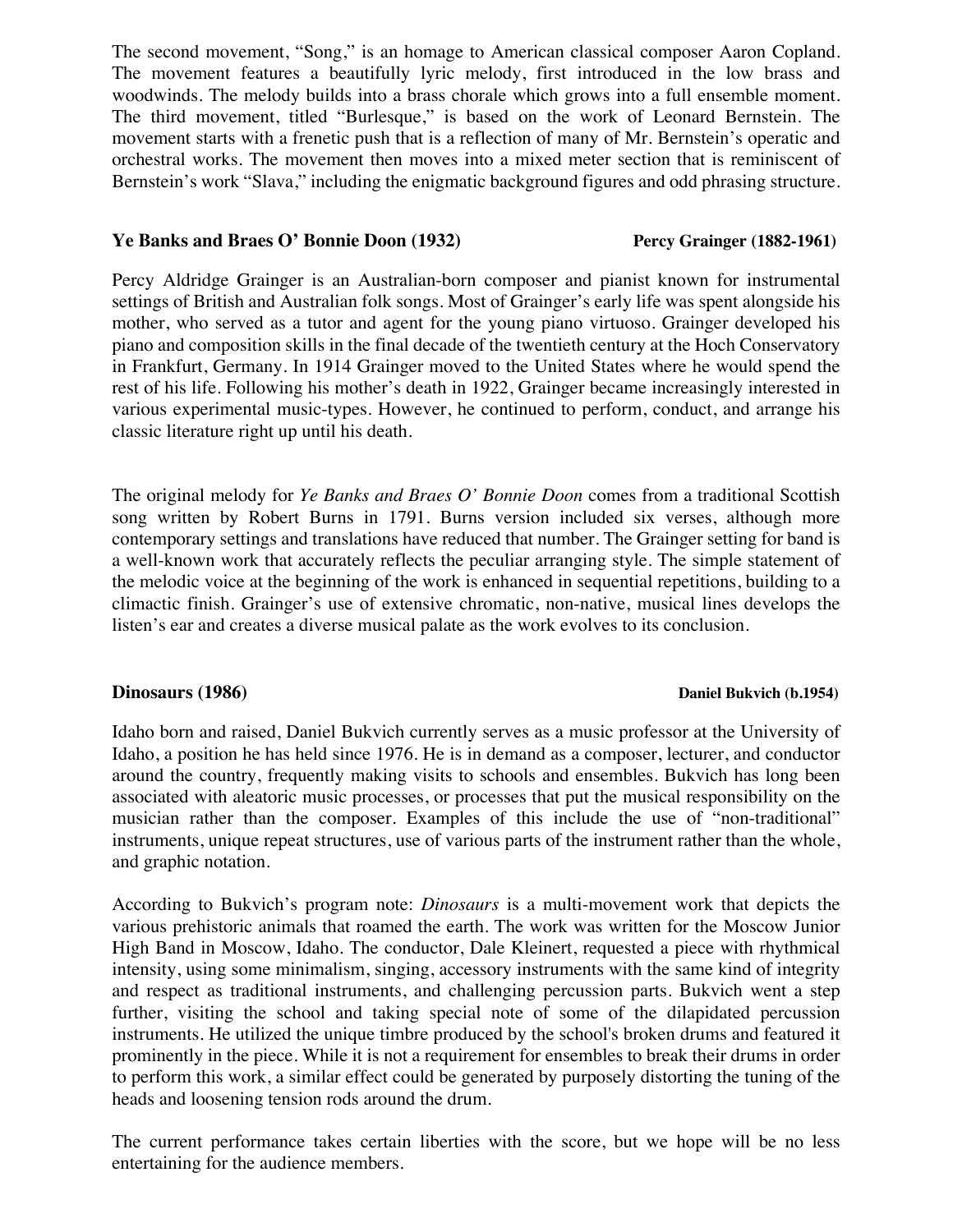The second movement, "Song," is an homage to American classical composer Aaron Copland. The movement features a beautifully lyric melody, first introduced in the low brass and woodwinds. The melody builds into a brass chorale which grows into a full ensemble moment. The third movement, titled "Burlesque," is based on the work of Leonard Bernstein. The movement starts with a frenetic push that is a reflection of many of Mr. Bernstein's operatic and orchestral works. The movement then moves into a mixed meter section that is reminiscent of Bernstein's work "Slava," including the enigmatic background figures and odd phrasing structure.

**Ye Banks and Braes O' Bonnie Doon (1932)** **Percy Grainger (1882-1961)**

Percy Aldridge Grainger is an Australian-born composer and pianist known for instrumental settings of British and Australian folk songs. Most of Grainger's early life was spent alongside his mother, who served as a tutor and agent for the young piano virtuoso. Grainger developed his piano and composition skills in the final decade of the twentieth century at the Hoch Conservatory in Frankfurt, Germany. In 1914 Grainger moved to the United States where he would spend the rest of his life. Following his mother's death in 1922, Grainger became increasingly interested in various experimental music-types. However, he continued to perform, conduct, and arrange his classic literature right up until his death.

The original melody for *Ye Banks and Braes O' Bonnie Doon* comes from a traditional Scottish song written by Robert Burns in 1791. Burns version included six verses, although more contemporary settings and translations have reduced that number. The Grainger setting for band is a well-known work that accurately reflects the peculiar arranging style. The simple statement of the melodic voice at the beginning of the work is enhanced in sequential repetitions, building to a climactic finish. Grainger's use of extensive chromatic, non-native, musical lines develops the listen's ear and creates a diverse musical palate as the work evolves to its conclusion.

**Dinosaurs (1986)** **Daniel Bukvich (b.1954)**

Idaho born and raised, Daniel Bukvich currently serves as a music professor at the University of Idaho, a position he has held since 1976. He is in demand as a composer, lecturer, and conductor around the country, frequently making visits to schools and ensembles. Bukvich has long been associated with aleatoric music processes, or processes that put the musical responsibility on the musician rather than the composer. Examples of this include the use of "non-traditional" instruments, unique repeat structures, use of various parts of the instrument rather than the whole, and graphic notation.

According to Bukvich's program note: *Dinosaurs* is a multi-movement work that depicts the various prehistoric animals that roamed the earth. The work was written for the Moscow Junior High Band in Moscow, Idaho. The conductor, Dale Kleinert, requested a piece with rhythmical intensity, using some minimalism, singing, accessory instruments with the same kind of integrity and respect as traditional instruments, and challenging percussion parts. Bukvich went a step further, visiting the school and taking special note of some of the dilapidated percussion instruments. He utilized the unique timbre produced by the school's broken drums and featured it prominently in the piece. While it is not a requirement for ensembles to break their drums in order to perform this work, a similar effect could be generated by purposely distorting the tuning of the heads and loosening tension rods around the drum.

The current performance takes certain liberties with the score, but we hope will be no less entertaining for the audience members.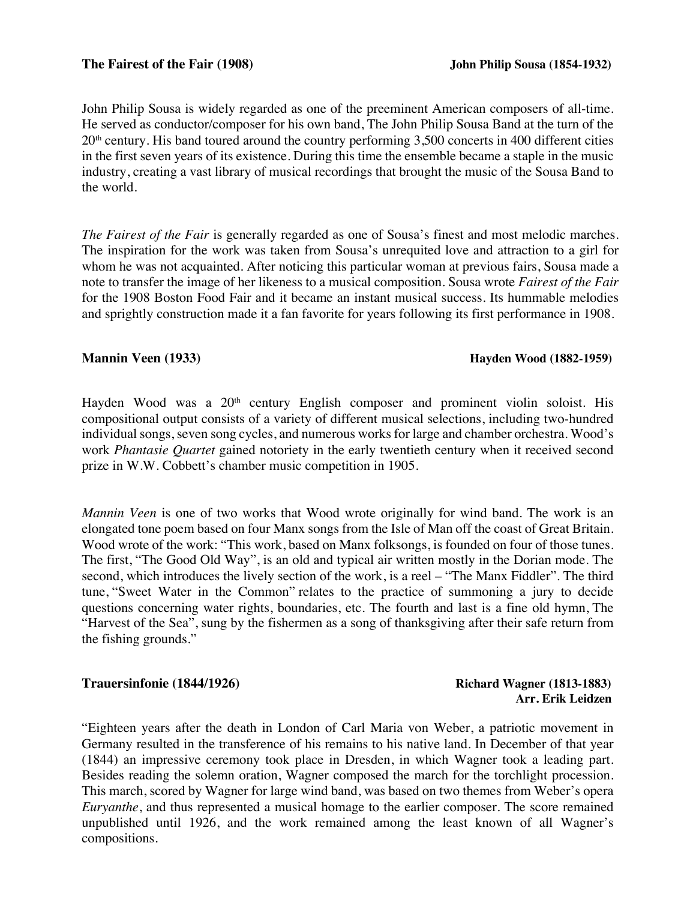**The Fairest of the Fair (1908)** **John Philip Sousa (1854-1932)**

John Philip Sousa is widely regarded as one of the preeminent American composers of all-time. He served as conductor/composer for his own band, The John Philip Sousa Band at the turn of the 20th century. His band toured around the country performing 3,500 concerts in 400 different cities in the first seven years of its existence. During this time the ensemble became a staple in the music industry, creating a vast library of musical recordings that brought the music of the Sousa Band to the world.

*The Fairest of the Fair* is generally regarded as one of Sousa's finest and most melodic marches. The inspiration for the work was taken from Sousa's unrequited love and attraction to a girl for whom he was not acquainted. After noticing this particular woman at previous fairs, Sousa made a note to transfer the image of her likeness to a musical composition. Sousa wrote *Fairest of the Fair* for the 1908 Boston Food Fair and it became an instant musical success. Its hummable melodies and sprightly construction made it a fan favorite for years following its first performance in 1908.

**Mannin Veen (1933)** **Hayden Wood (1882-1959)**

Hayden Wood was a 20th century English composer and prominent violin soloist. His compositional output consists of a variety of different musical selections, including two-hundred individual songs, seven song cycles, and numerous works for large and chamber orchestra. Wood's work *Phantasie Quartet* gained notoriety in the early twentieth century when it received second prize in W.W. Cobbett's chamber music competition in 1905.

*Mannin Veen* is one of two works that Wood wrote originally for wind band. The work is an elongated tone poem based on four Manx songs from the Isle of Man off the coast of Great Britain. Wood wrote of the work: "This work, based on Manx folksongs, is founded on four of those tunes. The first, "The Good Old Way", is an old and typical air written mostly in the Dorian mode. The second, which introduces the lively section of the work, is a reel – "The Manx Fiddler". The third tune, "Sweet Water in the Common" relates to the practice of summoning a jury to decide questions concerning water rights, boundaries, etc. The fourth and last is a fine old hymn, The "Harvest of the Sea", sung by the fishermen as a song of thanksgiving after their safe return from the fishing grounds."

**Trauersinfonie (1844/1926)** **Richard Wagner (1813-1883)**
**Arr. Erik Leidzen**

"Eighteen years after the death in London of Carl Maria von Weber, a patriotic movement in Germany resulted in the transference of his remains to his native land. In December of that year (1844) an impressive ceremony took place in Dresden, in which Wagner took a leading part. Besides reading the solemn oration, Wagner composed the march for the torchlight procession. This march, scored by Wagner for large wind band, was based on two themes from Weber's opera *Euryanthe*, and thus represented a musical homage to the earlier composer. The score remained unpublished until 1926, and the work remained among the least known of all Wagner's compositions.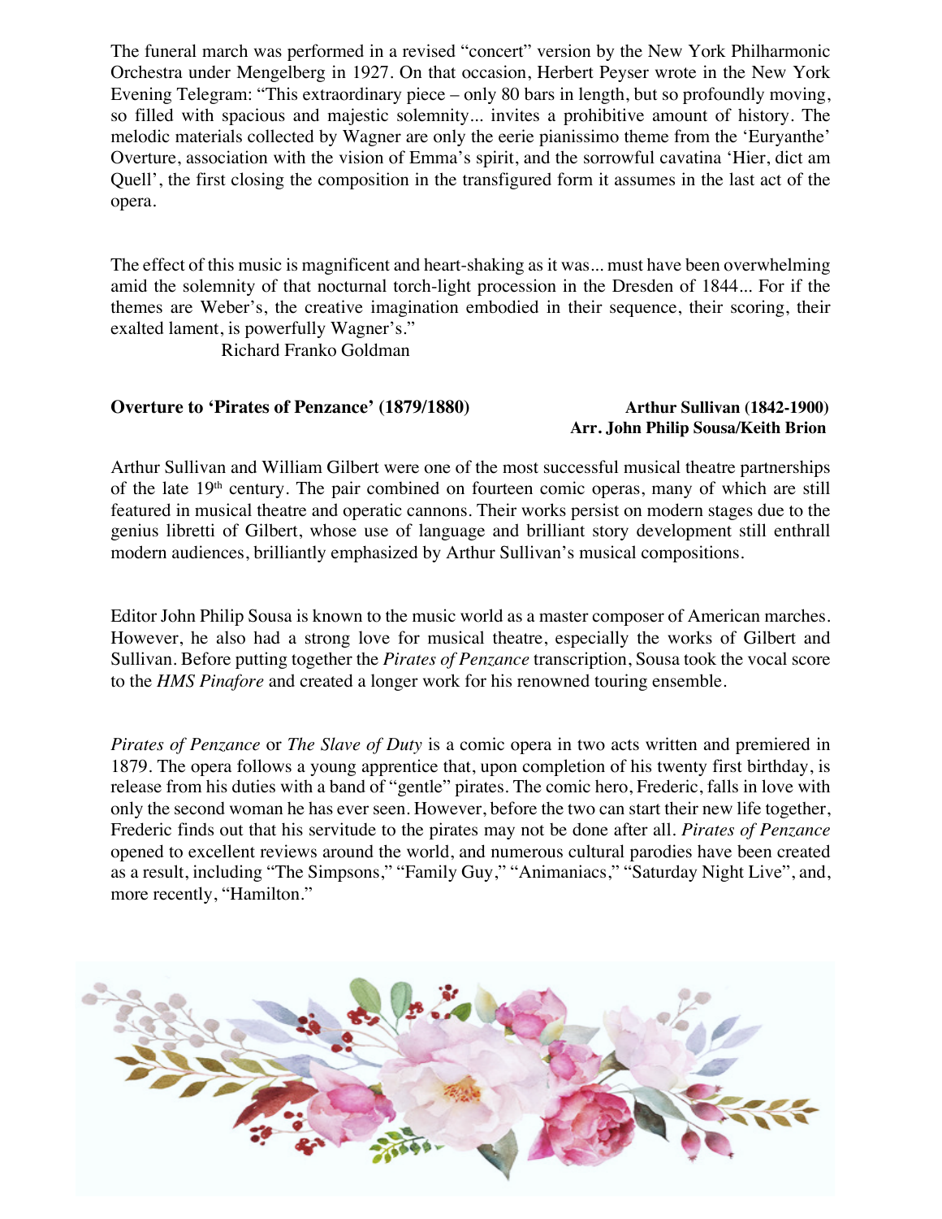The funeral march was performed in a revised "concert" version by the New York Philharmonic Orchestra under Mengelberg in 1927. On that occasion, Herbert Peyser wrote in the New York Evening Telegram: "This extraordinary piece – only 80 bars in length, but so profoundly moving, so filled with spacious and majestic solemnity... invites a prohibitive amount of history. The melodic materials collected by Wagner are only the eerie pianissimo theme from the 'Euryanthe' Overture, association with the vision of Emma's spirit, and the sorrowful cavatina 'Hier, dict am Quell', the first closing the composition in the transfigured form it assumes in the last act of the opera.

The effect of this music is magnificent and heart-shaking as it was... must have been overwhelming amid the solemnity of that nocturnal torch-light procession in the Dresden of 1844... For if the themes are Weber's, the creative imagination embodied in their sequence, their scoring, their exalted lament, is powerfully Wagner's."

Richard Franko Goldman

**Overture to 'Pirates of Penzance' (1879/1880)**

**Arthur Sullivan (1842-1900)**
**Arr. John Philip Sousa/Keith Brion**

Arthur Sullivan and William Gilbert were one of the most successful musical theatre partnerships of the late 19th century. The pair combined on fourteen comic operas, many of which are still featured in musical theatre and operatic cannons. Their works persist on modern stages due to the genius libretti of Gilbert, whose use of language and brilliant story development still enthrall modern audiences, brilliantly emphasized by Arthur Sullivan's musical compositions.

Editor John Philip Sousa is known to the music world as a master composer of American marches. However, he also had a strong love for musical theatre, especially the works of Gilbert and Sullivan. Before putting together the *Pirates of Penzance* transcription, Sousa took the vocal score to the *HMS Pinafore* and created a longer work for his renowned touring ensemble.

*Pirates of Penzance* or *The Slave of Duty* is a comic opera in two acts written and premiered in 1879. The opera follows a young apprentice that, upon completion of his twenty first birthday, is release from his duties with a band of "gentle" pirates. The comic hero, Frederic, falls in love with only the second woman he has ever seen. However, before the two can start their new life together, Frederic finds out that his servitude to the pirates may not be done after all. *Pirates of Penzance* opened to excellent reviews around the world, and numerous cultural parodies have been created as a result, including "The Simpsons," "Family Guy," "Animaniacs," "Saturday Night Live", and, more recently, "Hamilton."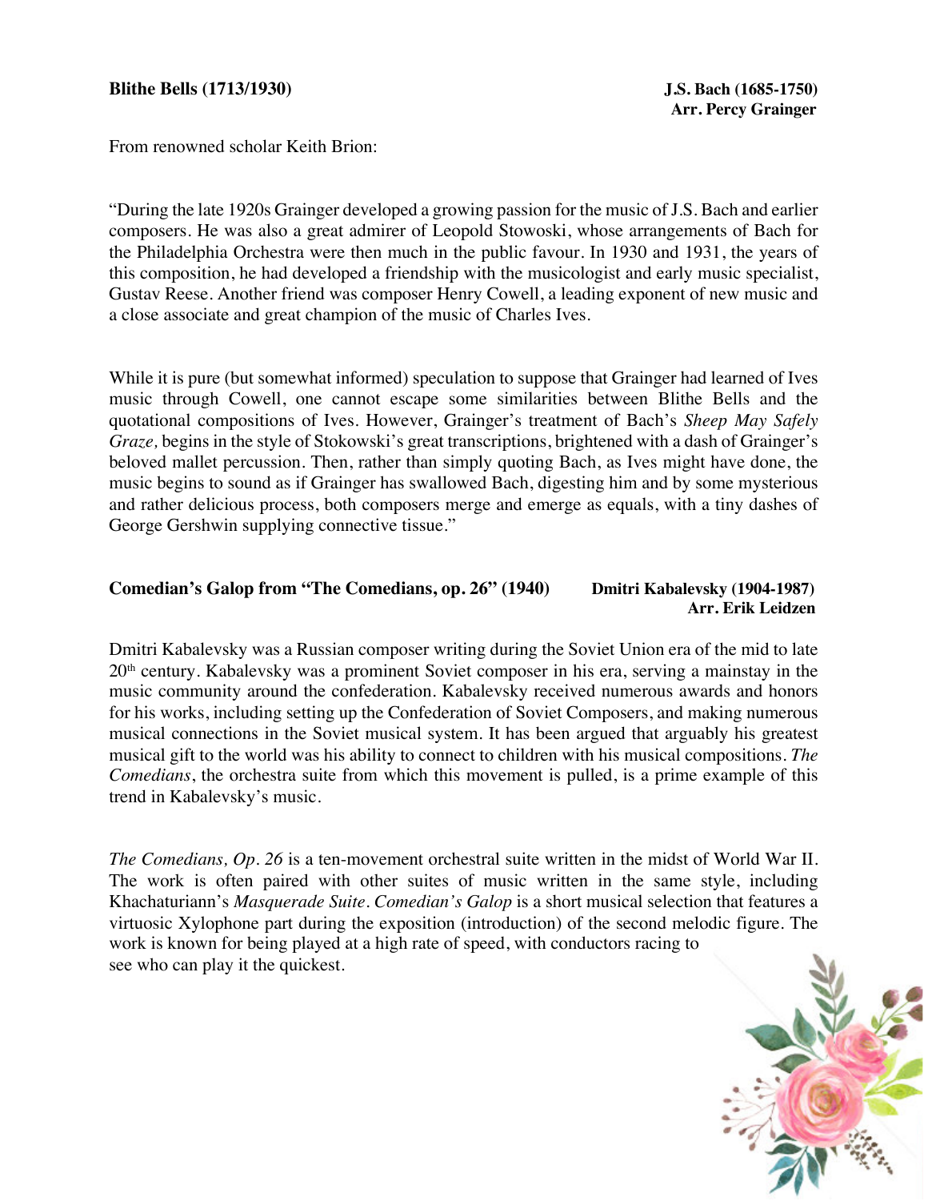**Blithe Bells (1713/1930)** **J.S. Bach (1685-1750)**
**Arr. Percy Grainger**

From renowned scholar Keith Brion:

"During the late 1920s Grainger developed a growing passion for the music of J.S. Bach and earlier composers. He was also a great admirer of Leopold Stowoski, whose arrangements of Bach for the Philadelphia Orchestra were then much in the public favour. In 1930 and 1931, the years of this composition, he had developed a friendship with the musicologist and early music specialist, Gustav Reese. Another friend was composer Henry Cowell, a leading exponent of new music and a close associate and great champion of the music of Charles Ives.

While it is pure (but somewhat informed) speculation to suppose that Grainger had learned of Ives music through Cowell, one cannot escape some similarities between Blithe Bells and the quotational compositions of Ives. However, Grainger's treatment of Bach's *Sheep May Safely Graze,* begins in the style of Stokowski's great transcriptions, brightened with a dash of Grainger's beloved mallet percussion. Then, rather than simply quoting Bach, as Ives might have done, the music begins to sound as if Grainger has swallowed Bach, digesting him and by some mysterious and rather delicious process, both composers merge and emerge as equals, with a tiny dashes of George Gershwin supplying connective tissue."

**Comedian's Galop from "The Comedians, op. 26" (1940)** **Dmitri Kabalevsky (1904-1987)**
**Arr. Erik Leidzen**

Dmitri Kabalevsky was a Russian composer writing during the Soviet Union era of the mid to late 20th century. Kabalevsky was a prominent Soviet composer in his era, serving a mainstay in the music community around the confederation. Kabalevsky received numerous awards and honors for his works, including setting up the Confederation of Soviet Composers, and making numerous musical connections in the Soviet musical system. It has been argued that arguably his greatest musical gift to the world was his ability to connect to children with his musical compositions. *The Comedians*, the orchestra suite from which this movement is pulled, is a prime example of this trend in Kabalevsky's music.

*The Comedians, Op. 26* is a ten-movement orchestral suite written in the midst of World War II. The work is often paired with other suites of music written in the same style, including Khachaturiann's *Masquerade Suite*. *Comedian's Galop* is a short musical selection that features a virtuosic Xylophone part during the exposition (introduction) of the second melodic figure. The work is known for being played at a high rate of speed, with conductors racing to see who can play it the quickest.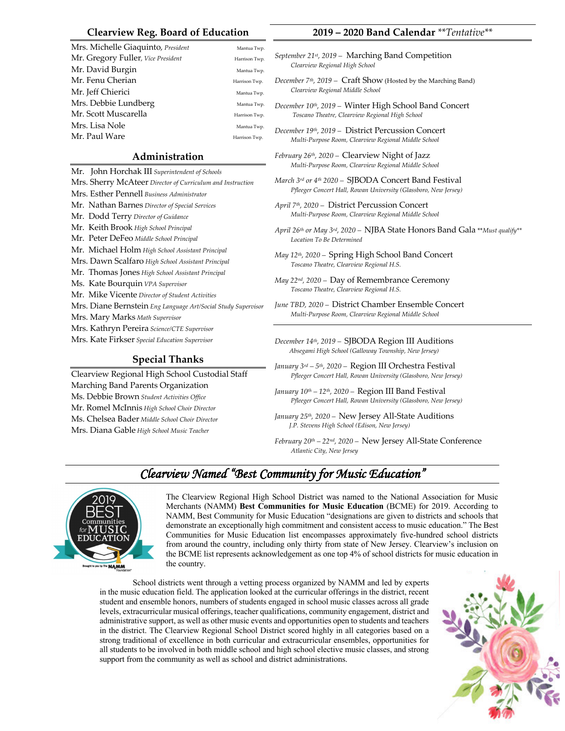## Clearview Reg. Board of Education

| | |
|---|---|
| Mrs. Michelle Giaquinto, *President* | Mantua Twp. |
| Mr. Gregory Fuller, *Vice President* | Harrison Twp. |
| Mr. David Burgin | Mantua Twp. |
| Mr. Fenu Cherian | Harrison Twp. |
| Mr. Jeff Chierici | Mantua Twp. |
| Mrs. Debbie Lundberg | Mantua Twp. |
| Mr. Scott Muscarella | Harrison Twp. |
| Mrs. Lisa Nole | Mantua Twp. |
| Mr. Paul Ware | Harrison Twp. |

## Administration

Mr. John Horchak III *Superintendent of Schools*
Mrs. Sherry McAteer *Director of Curriculum and Instruction*
Mrs. Esther Pennell *Business Administrator*
Mr. Nathan Barnes *Director of Special Services*
Mr. Dodd Terry *Director of Guidance*
Mr. Keith Brook *High School Principal*
Mr. Peter DeFeo *Middle School Principal*
Mr. Michael Holm *High School Assistant Principal*
Mrs. Dawn Scalfaro *High School Assistant Principal*
Mr. Thomas Jones *High School Assistant Principal*
Ms. Kate Bourquin *VPA Supervisor*
Mr. Mike Vicente *Director of Student Activities*
Mrs. Diane Bernstein *Eng Language Art/Social Study Supervisor*
Mrs. Mary Marks *Math Supervisor*
Mrs. Kathryn Pereira *Science/CTE Supervisor*
Mrs. Kate Firkser *Special Education Supervisor*

## Special Thanks

Clearview Regional High School Custodial Staff
Marching Band Parents Organization
Ms. Debbie Brown *Student Activities Office*
Mr. Romel McInnis *High School Choir Director*
Ms. Chelsea Bader *Middle School Choir Director*
Mrs. Diana Gable *High School Music Teacher*

## 2019 – 2020 Band Calendar *\*\*Tentative\*\**

*September 21st, 2019* – Marching Band Competition
*Clearview Regional High School*

*December 7th, 2019* – Craft Show (Hosted by the Marching Band)
*Clearview Regional Middle School*

*December 10th, 2019* – Winter High School Band Concert
*Toscano Theatre, Clearview Regional High School*

*December 19th, 2019* – District Percussion Concert
*Multi-Purpose Room, Clearview Regional Middle School*

*February 26th, 2020* – Clearview Night of Jazz
*Multi-Purpose Room, Clearview Regional Middle School*

*March 3rd or 4th 2020* – SJBODA Concert Band Festival
*Pfleeger Concert Hall, Rowan University (Glassboro, New Jersey)*

*April 7th, 2020* – District Percussion Concert
*Multi-Purpose Room, Clearview Regional Middle School*

*April 26th or May 3rd, 2020* – NJBA State Honors Band Gala *\*\*Must qualify\*\**
*Location To Be Determined*

*May 12th, 2020* – Spring High School Band Concert
*Toscano Theatre, Clearview Regional H.S.*

*May 22nd, 2020* – Day of Remembrance Ceremony
*Toscano Theatre, Clearview Regional H.S.*

*June TBD, 2020* – District Chamber Ensemble Concert
*Multi-Purpose Room, Clearview Regional Middle School*

---

*December 14th, 2019* – SJBODA Region III Auditions
*Absegami High School (Galloway Township, New Jersey)*

*January 3rd – 5th, 2020* – Region III Orchestra Festival
*Pfleeger Concert Hall, Rowan University (Glassboro, New Jersey)*

*January 10th – 12th, 2020* – Region III Band Festival
*Pfleeger Concert Hall, Rowan University (Glassboro, New Jersey)*

*January 25th, 2020* – New Jersey All-State Auditions
*J.P. Stevens High School (Edison, New Jersey)*

*February 20th – 22nd, 2020* – New Jersey All-State Conference
*Atlantic City, New Jersey*

## *Clearview Named "Best Community for Music Education"*

The Clearview Regional High School District was named to the National Association for Music Merchants (NAMM) **Best Communities for Music Education** (BCME) for 2019. According to NAMM, Best Community for Music Education "designations are given to districts and schools that demonstrate an exceptionally high commitment and consistent access to music education." The Best Communities for Music Education list encompasses approximately five-hundred school districts from around the country, including only thirty from state of New Jersey. Clearview's inclusion on the BCME list represents acknowledgement as one top 4% of school districts for music education in the country.

School districts went through a vetting process organized by NAMM and led by experts in the music education field. The application looked at the curricular offerings in the district, recent student and ensemble honors, numbers of students engaged in school music classes across all grade levels, extracurricular musical offerings, teacher qualifications, community engagement, district and administrative support, as well as other music events and opportunities open to students and teachers in the district. The Clearview Regional School District scored highly in all categories based on a strong traditional of excellence in both curricular and extracurricular ensembles, opportunities for all students to be involved in both middle school and high school elective music classes, and strong support from the community as well as school and district administrations.